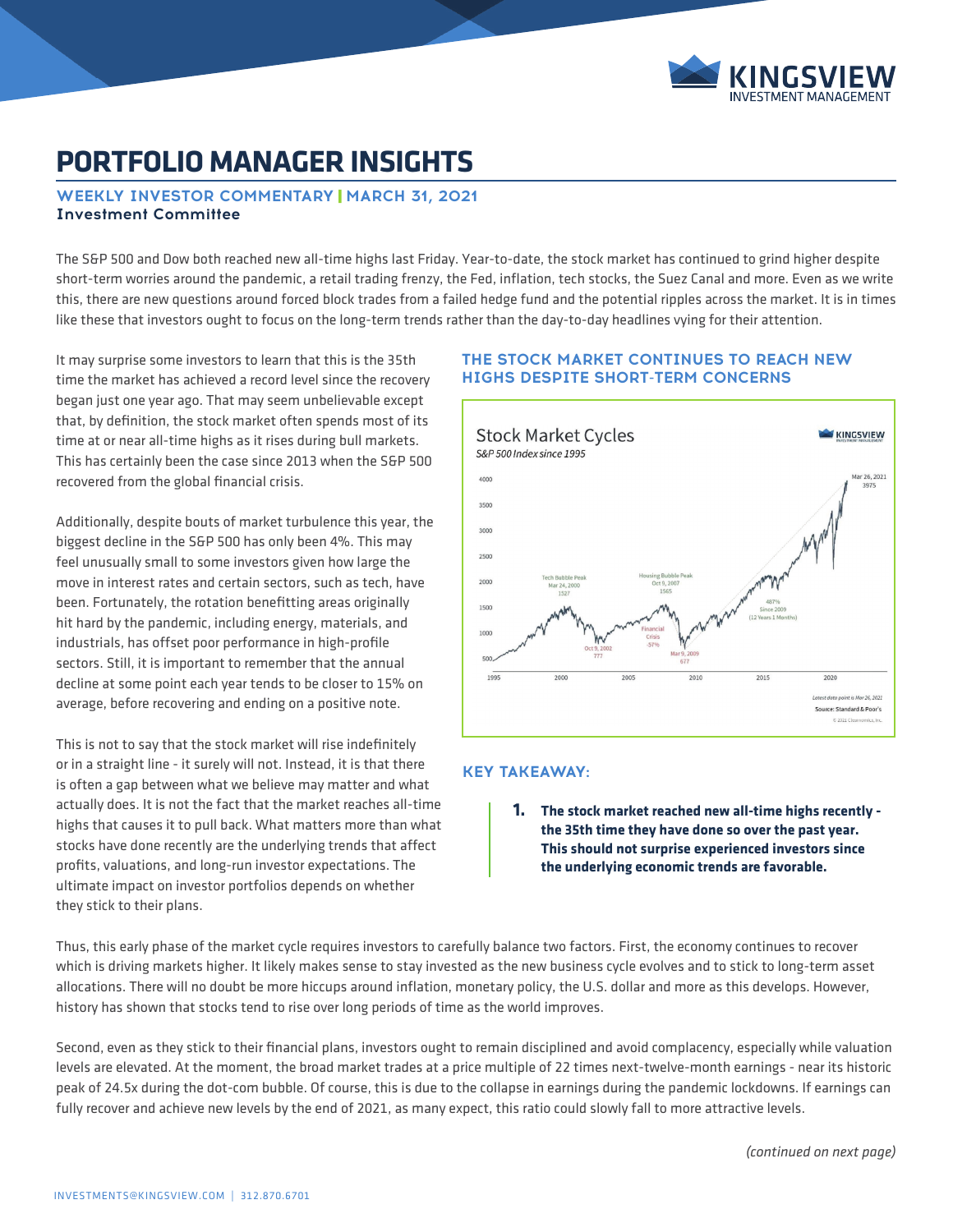# PORTFOLIO MANAGER INSIGHTS

**WEEKLY INVESTOR COMMENTARY | MARCH 31, 2021**
**Investment Committee**

The S&P 500 and Dow both reached new all-time highs last Friday. Year-to-date, the stock market has continued to grind higher despite short-term worries around the pandemic, a retail trading frenzy, the Fed, inflation, tech stocks, the Suez Canal and more. Even as we write this, there are new questions around forced block trades from a failed hedge fund and the potential ripples across the market. It is in times like these that investors ought to focus on the long-term trends rather than the day-to-day headlines vying for their attention.

It may surprise some investors to learn that this is the 35th time the market has achieved a record level since the recovery began just one year ago. That may seem unbelievable except that, by definition, the stock market often spends most of its time at or near all-time highs as it rises during bull markets. This has certainly been the case since 2013 when the S&P 500 recovered from the global financial crisis.

Additionally, despite bouts of market turbulence this year, the biggest decline in the S&P 500 has only been 4%. This may feel unusually small to some investors given how large the move in interest rates and certain sectors, such as tech, have been. Fortunately, the rotation benefitting areas originally hit hard by the pandemic, including energy, materials, and industrials, has offset poor performance in high-profile sectors. Still, it is important to remember that the annual decline at some point each year tends to be closer to 15% on average, before recovering and ending on a positive note.

This is not to say that the stock market will rise indefinitely or in a straight line - it surely will not. Instead, it is that there is often a gap between what we believe may matter and what actually does. It is not the fact that the market reaches all-time highs that causes it to pull back. What matters more than what stocks have done recently are the underlying trends that affect profits, valuations, and long-run investor expectations. The ultimate impact on investor portfolios depends on whether they stick to their plans.

### THE STOCK MARKET CONTINUES TO REACH NEW HIGHS DESPITE SHORT-TERM CONCERNS

**Stock Market Cycles**
*S&P 500 Index since 1995*

Tech Bubble Peak Mar 24, 2000 1527; Oct 9, 2002 777; Housing Bubble Peak Oct 9, 2007 1565; Financial Crisis -57%; Mar 9, 2009 677; 487% Since 2009 (12 Years 1 Months); Mar 26, 2021 3975

*Latest data point is Mar 26, 2021*
Source: Standard & Poor's

### KEY TAKEAWAY:

1. **The stock market reached new all-time highs recently - the 35th time they have done so over the past year. This should not surprise experienced investors since the underlying economic trends are favorable.**

Thus, this early phase of the market cycle requires investors to carefully balance two factors. First, the economy continues to recover which is driving markets higher. It likely makes sense to stay invested as the new business cycle evolves and to stick to long-term asset allocations. There will no doubt be more hiccups around inflation, monetary policy, the U.S. dollar and more as this develops. However, history has shown that stocks tend to rise over long periods of time as the world improves.

Second, even as they stick to their financial plans, investors ought to remain disciplined and avoid complacency, especially while valuation levels are elevated. At the moment, the broad market trades at a price multiple of 22 times next-twelve-month earnings - near its historic peak of 24.5x during the dot-com bubble. Of course, this is due to the collapse in earnings during the pandemic lockdowns. If earnings can fully recover and achieve new levels by the end of 2021, as many expect, this ratio could slowly fall to more attractive levels.

*(continued on next page)*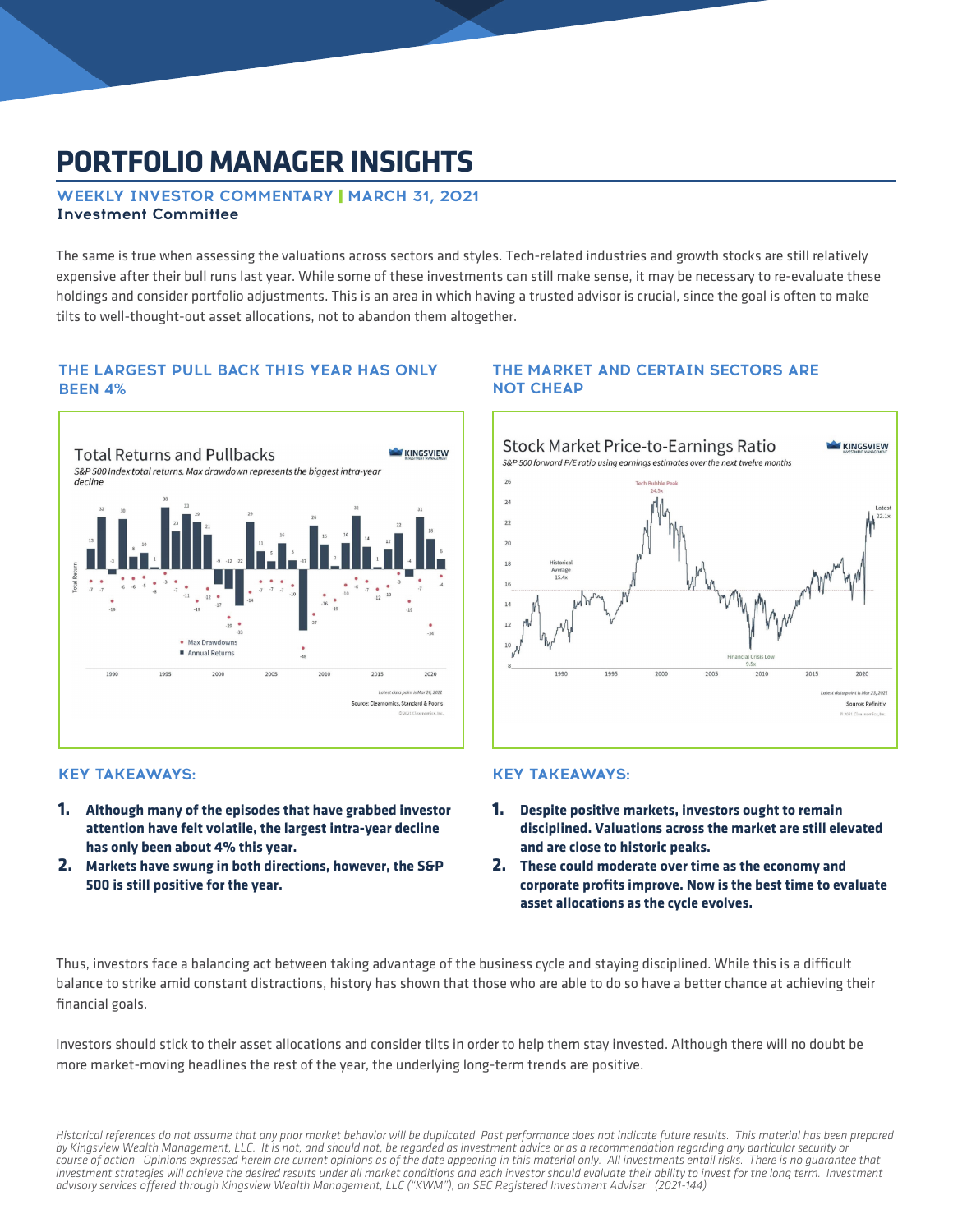# PORTFOLIO MANAGER INSIGHTS

**WEEKLY INVESTOR COMMENTARY | MARCH 31, 2021**
**Investment Committee**

The same is true when assessing the valuations across sectors and styles. Tech-related industries and growth stocks are still relatively expensive after their bull runs last year. While some of these investments can still make sense, it may be necessary to re-evaluate these holdings and consider portfolio adjustments. This is an area in which having a trusted advisor is crucial, since the goal is often to make tilts to well-thought-out asset allocations, not to abandon them altogether.

## THE LARGEST PULL BACK THIS YEAR HAS ONLY BEEN 4%

Total Returns and Pullbacks

S&P 500 Index total returns. Max drawdown represents the biggest intra-year decline

Max Drawdowns

Annual Returns

Latest data point is Mar 26, 2021

Source: Clearnomics, Standard & Poor's

### KEY TAKEAWAYS:

1. **Although many of the episodes that have grabbed investor attention have felt volatile, the largest intra-year decline has only been about 4% this year.**
2. **Markets have swung in both directions, however, the S&P 500 is still positive for the year.**

## THE MARKET AND CERTAIN SECTORS ARE NOT CHEAP

Stock Market Price-to-Earnings Ratio

S&P 500 forward P/E ratio using earnings estimates over the next twelve months

Tech Bubble Peak 24.5x

Historical Average 15.4x

Financial Crisis Low 9.5x

Latest 22.1x

Latest data point is Mar 23, 2021

Source: Refinitiv

### KEY TAKEAWAYS:

1. **Despite positive markets, investors ought to remain disciplined. Valuations across the market are still elevated and are close to historic peaks.**
2. **These could moderate over time as the economy and corporate profits improve. Now is the best time to evaluate asset allocations as the cycle evolves.**

Thus, investors face a balancing act between taking advantage of the business cycle and staying disciplined. While this is a difficult balance to strike amid constant distractions, history has shown that those who are able to do so have a better chance at achieving their financial goals.

Investors should stick to their asset allocations and consider tilts in order to help them stay invested. Although there will no doubt be more market-moving headlines the rest of the year, the underlying long-term trends are positive.

*Historical references do not assume that any prior market behavior will be duplicated. Past performance does not indicate future results. This material has been prepared by Kingsview Wealth Management, LLC. It is not, and should not, be regarded as investment advice or as a recommendation regarding any particular security or course of action. Opinions expressed herein are current opinions as of the date appearing in this material only. All investments entail risks. There is no guarantee that investment strategies will achieve the desired results under all market conditions and each investor should evaluate their ability to invest for the long term. Investment advisory services offered through Kingsview Wealth Management, LLC ("KWM"), an SEC Registered Investment Adviser. (2021-144)*